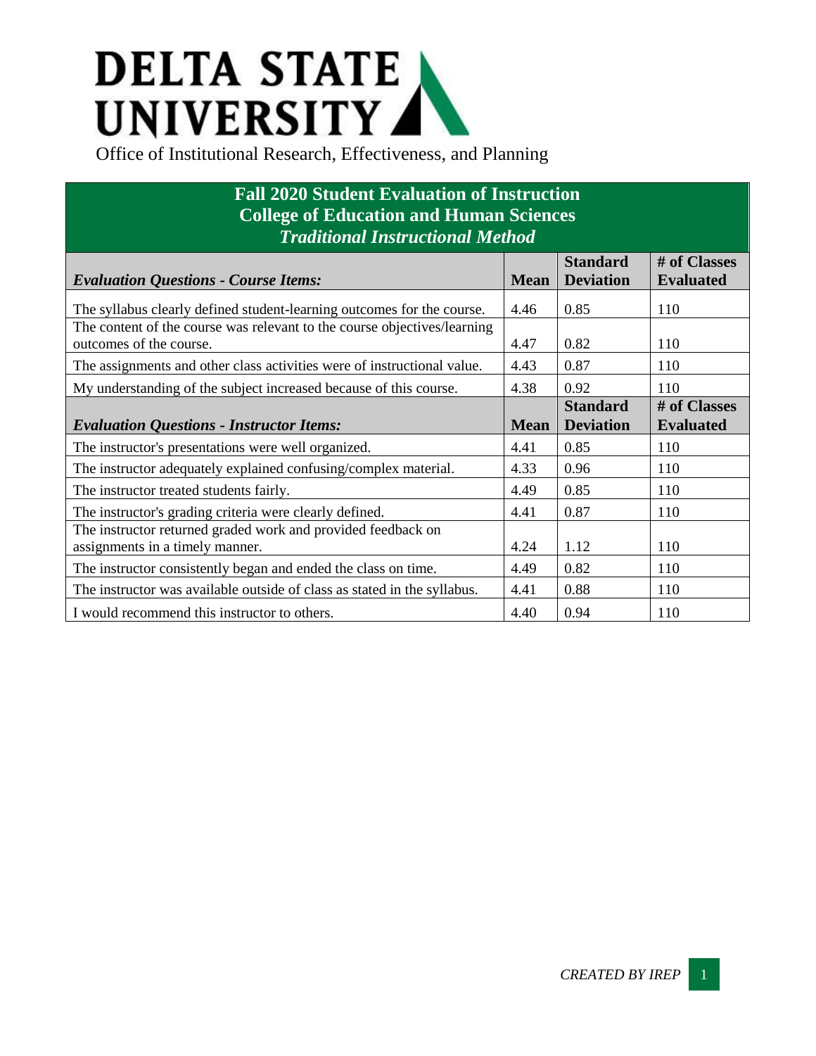# DELTA STATE UNIVERSITY

Office of Institutional Research, Effectiveness, and Planning

## Fall 2020 Student Evaluation of Instruction
## College of Education and Human Sciences
## *Traditional Instructional Method*

| *Evaluation Questions - Course Items:* | Mean | Standard Deviation | # of Classes Evaluated |
|---|---|---|---|
| The syllabus clearly defined student-learning outcomes for the course. | 4.46 | 0.85 | 110 |
| The content of the course was relevant to the course objectives/learning outcomes of the course. | 4.47 | 0.82 | 110 |
| The assignments and other class activities were of instructional value. | 4.43 | 0.87 | 110 |
| My understanding of the subject increased because of this course. | 4.38 | 0.92 | 110 |
| ***Evaluation Questions - Instructor Items:*** | **Mean** | **Standard Deviation** | **# of Classes Evaluated** |
| The instructor's presentations were well organized. | 4.41 | 0.85 | 110 |
| The instructor adequately explained confusing/complex material. | 4.33 | 0.96 | 110 |
| The instructor treated students fairly. | 4.49 | 0.85 | 110 |
| The instructor's grading criteria were clearly defined. | 4.41 | 0.87 | 110 |
| The instructor returned graded work and provided feedback on assignments in a timely manner. | 4.24 | 1.12 | 110 |
| The instructor consistently began and ended the class on time. | 4.49 | 0.82 | 110 |
| The instructor was available outside of class as stated in the syllabus. | 4.41 | 0.88 | 110 |
| I would recommend this instructor to others. | 4.40 | 0.94 | 110 |

*CREATED BY IREP*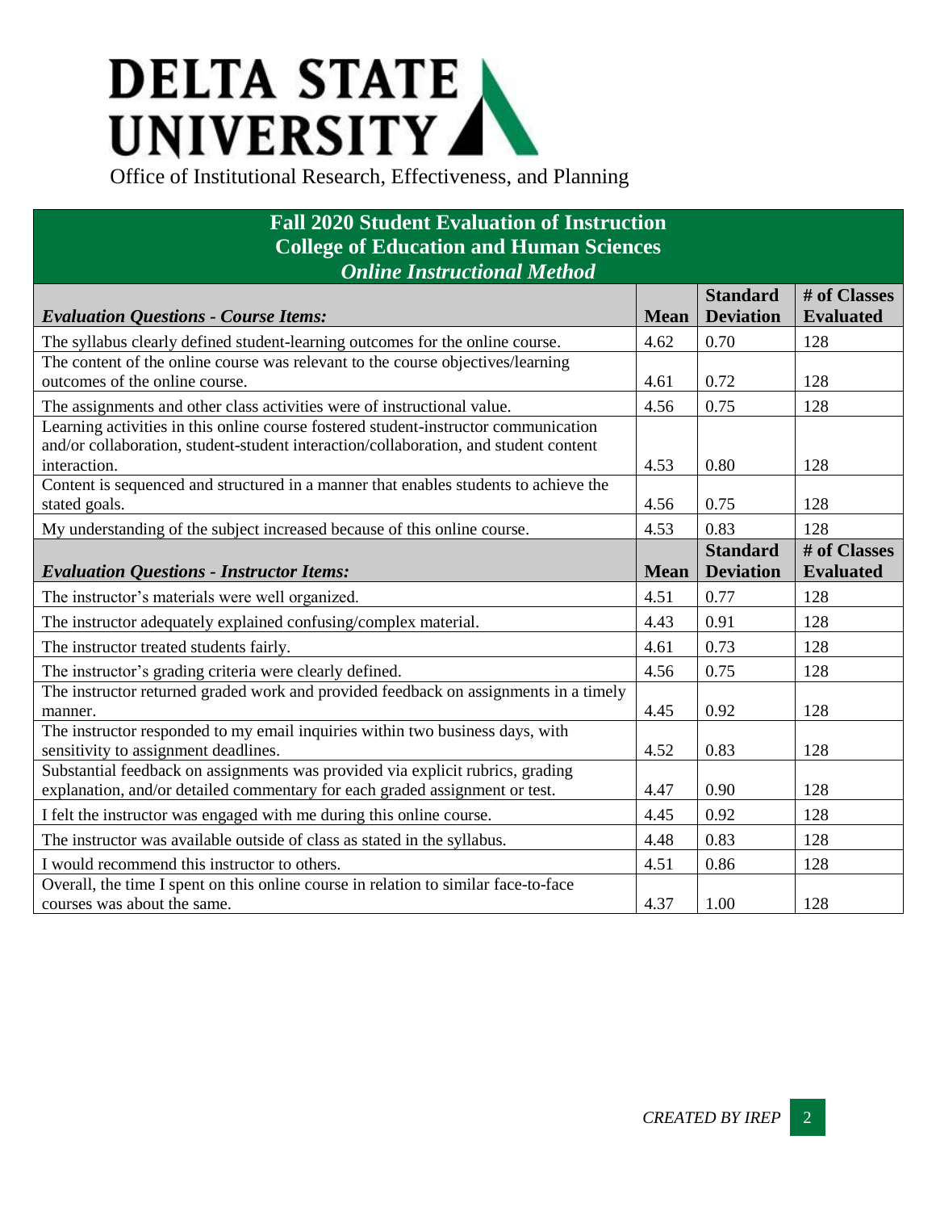# DELTA STATE UNIVERSITY

Office of Institutional Research, Effectiveness, and Planning

## Fall 2020 Student Evaluation of Instruction
## College of Education and Human Sciences
### *Online Instructional Method*

| *Evaluation Questions - Course Items:* | Mean | Standard Deviation | # of Classes Evaluated |
|---|---|---|---|
| The syllabus clearly defined student-learning outcomes for the online course. | 4.62 | 0.70 | 128 |
| The content of the online course was relevant to the course objectives/learning outcomes of the online course. | 4.61 | 0.72 | 128 |
| The assignments and other class activities were of instructional value. | 4.56 | 0.75 | 128 |
| Learning activities in this online course fostered student-instructor communication and/or collaboration, student-student interaction/collaboration, and student content interaction. | 4.53 | 0.80 | 128 |
| Content is sequenced and structured in a manner that enables students to achieve the stated goals. | 4.56 | 0.75 | 128 |
| My understanding of the subject increased because of this online course. | 4.53 | 0.83 | 128 |
| *Evaluation Questions - Instructor Items:* | **Mean** | **Standard Deviation** | **# of Classes Evaluated** |
| The instructor's materials were well organized. | 4.51 | 0.77 | 128 |
| The instructor adequately explained confusing/complex material. | 4.43 | 0.91 | 128 |
| The instructor treated students fairly. | 4.61 | 0.73 | 128 |
| The instructor's grading criteria were clearly defined. | 4.56 | 0.75 | 128 |
| The instructor returned graded work and provided feedback on assignments in a timely manner. | 4.45 | 0.92 | 128 |
| The instructor responded to my email inquiries within two business days, with sensitivity to assignment deadlines. | 4.52 | 0.83 | 128 |
| Substantial feedback on assignments was provided via explicit rubrics, grading explanation, and/or detailed commentary for each graded assignment or test. | 4.47 | 0.90 | 128 |
| I felt the instructor was engaged with me during this online course. | 4.45 | 0.92 | 128 |
| The instructor was available outside of class as stated in the syllabus. | 4.48 | 0.83 | 128 |
| I would recommend this instructor to others. | 4.51 | 0.86 | 128 |
| Overall, the time I spent on this online course in relation to similar face-to-face courses was about the same. | 4.37 | 1.00 | 128 |

*CREATED BY IREP*